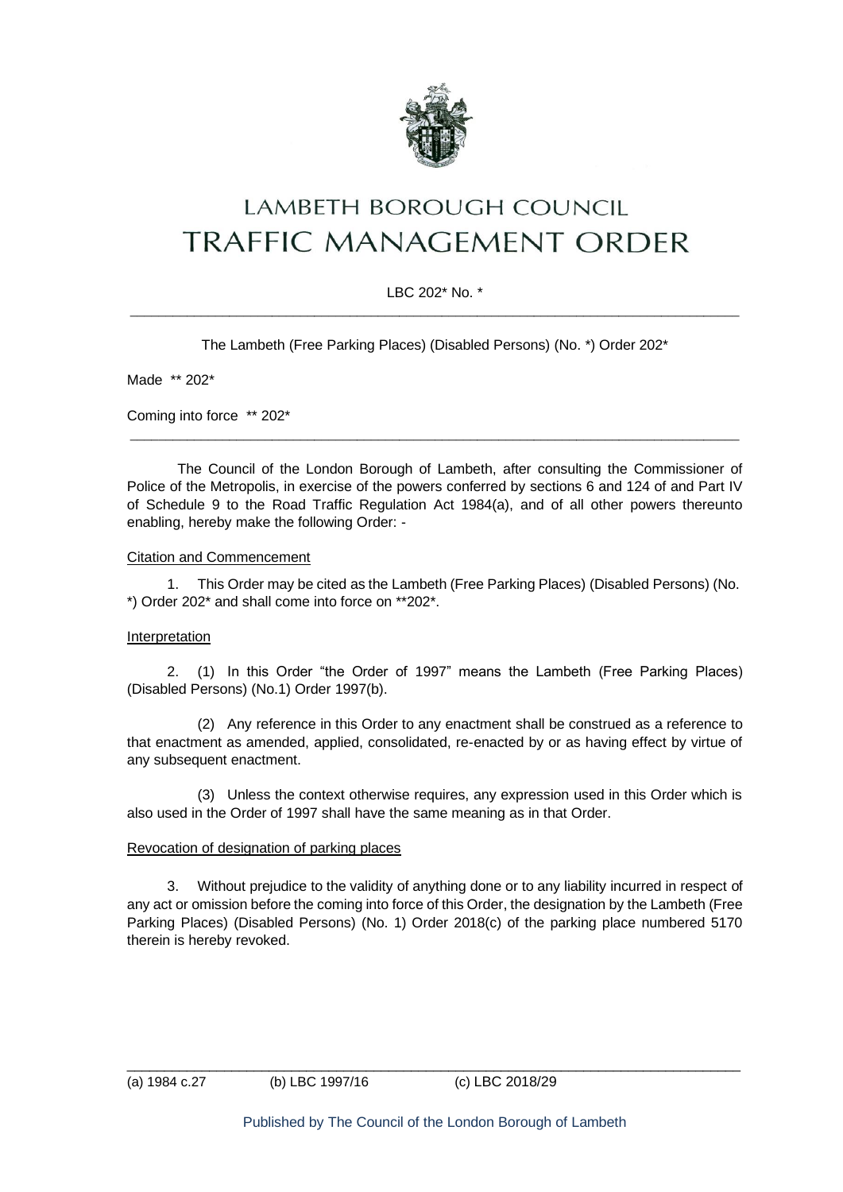# LAMBETH BOROUGH COUNCIL
# TRAFFIC MANAGEMENT ORDER

LBC 202* No. *

---

The Lambeth (Free Parking Places) (Disabled Persons) (No. *) Order 202*

Made ** 202*

Coming into force ** 202*

---

The Council of the London Borough of Lambeth, after consulting the Commissioner of Police of the Metropolis, in exercise of the powers conferred by sections 6 and 124 of and Part IV of Schedule 9 to the Road Traffic Regulation Act 1984(a), and of all other powers thereunto enabling, hereby make the following Order: -

Citation and Commencement

1. This Order may be cited as the Lambeth (Free Parking Places) (Disabled Persons) (No. *) Order 202* and shall come into force on **202*.

Interpretation

2. (1) In this Order "the Order of 1997" means the Lambeth (Free Parking Places) (Disabled Persons) (No.1) Order 1997(b).

(2) Any reference in this Order to any enactment shall be construed as a reference to that enactment as amended, applied, consolidated, re-enacted by or as having effect by virtue of any subsequent enactment.

(3) Unless the context otherwise requires, any expression used in this Order which is also used in the Order of 1997 shall have the same meaning as in that Order.

Revocation of designation of parking places

3. Without prejudice to the validity of anything done or to any liability incurred in respect of any act or omission before the coming into force of this Order, the designation by the Lambeth (Free Parking Places) (Disabled Persons) (No. 1) Order 2018(c) of the parking place numbered 5170 therein is hereby revoked.

---

(a) 1984 c.27 (b) LBC 1997/16 (c) LBC 2018/29

Published by The Council of the London Borough of Lambeth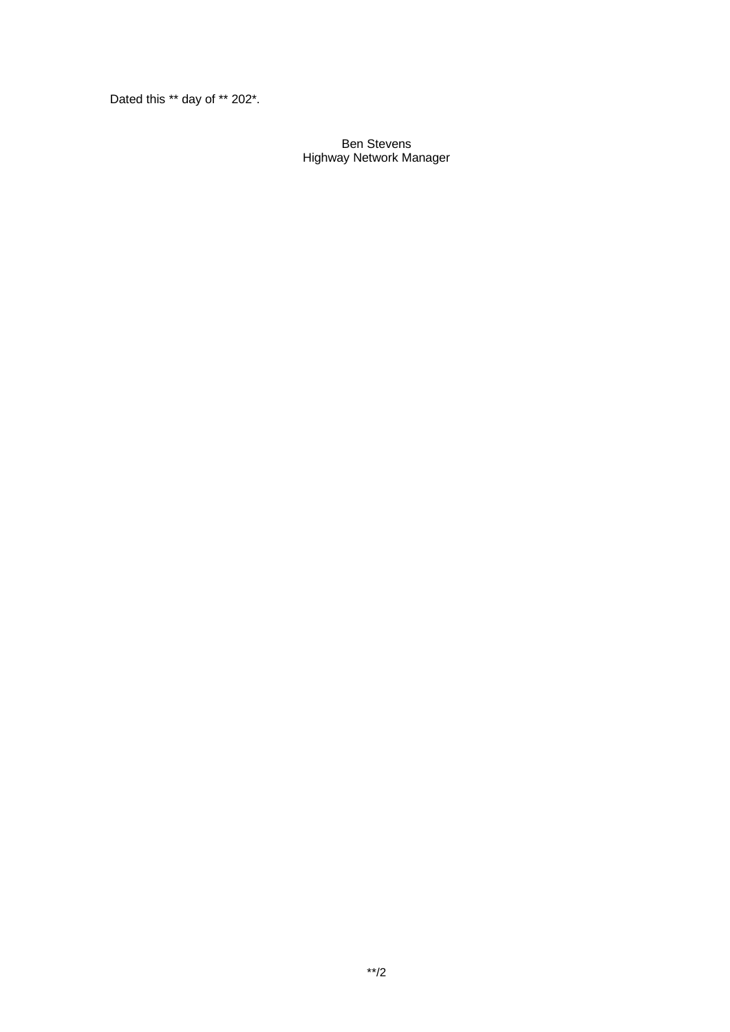Dated this ** day of ** 202*.

Ben Stevens
Highway Network Manager

**/2